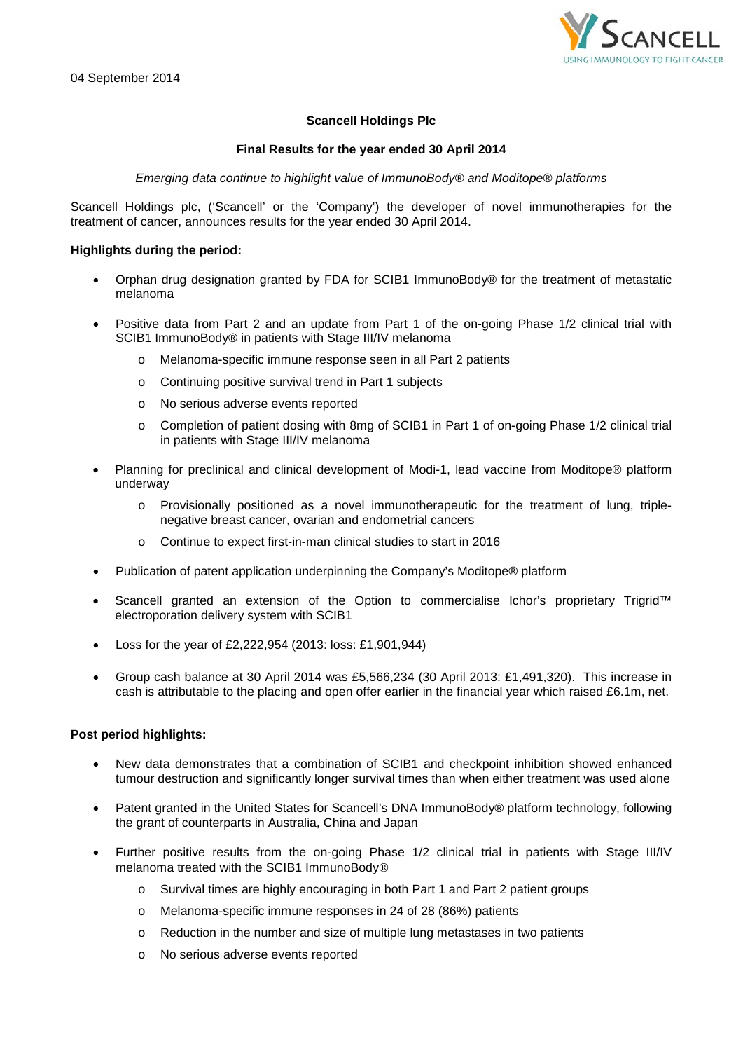04 September 2014

**Scancell Holdings Plc**

**Final Results for the year ended 30 April 2014**

*Emerging data continue to highlight value of ImmunoBody® and Moditope® platforms*

Scancell Holdings plc, ('Scancell' or the 'Company') the developer of novel immunotherapies for the treatment of cancer, announces results for the year ended 30 April 2014.

**Highlights during the period:**

- Orphan drug designation granted by FDA for SCIB1 ImmunoBody® for the treatment of metastatic melanoma
- Positive data from Part 2 and an update from Part 1 of the on-going Phase 1/2 clinical trial with SCIB1 ImmunoBody® in patients with Stage III/IV melanoma
    - Melanoma-specific immune response seen in all Part 2 patients
    - Continuing positive survival trend in Part 1 subjects
    - No serious adverse events reported
    - Completion of patient dosing with 8mg of SCIB1 in Part 1 of on-going Phase 1/2 clinical trial in patients with Stage III/IV melanoma
- Planning for preclinical and clinical development of Modi-1, lead vaccine from Moditope® platform underway
    - Provisionally positioned as a novel immunotherapeutic for the treatment of lung, triple-negative breast cancer, ovarian and endometrial cancers
    - Continue to expect first-in-man clinical studies to start in 2016
- Publication of patent application underpinning the Company's Moditope® platform
- Scancell granted an extension of the Option to commercialise Ichor's proprietary Trigrid™ electroporation delivery system with SCIB1
- Loss for the year of £2,222,954 (2013: loss: £1,901,944)
- Group cash balance at 30 April 2014 was £5,566,234 (30 April 2013: £1,491,320). This increase in cash is attributable to the placing and open offer earlier in the financial year which raised £6.1m, net.

**Post period highlights:**

- New data demonstrates that a combination of SCIB1 and checkpoint inhibition showed enhanced tumour destruction and significantly longer survival times than when either treatment was used alone
- Patent granted in the United States for Scancell's DNA ImmunoBody® platform technology, following the grant of counterparts in Australia, China and Japan
- Further positive results from the on-going Phase 1/2 clinical trial in patients with Stage III/IV melanoma treated with the SCIB1 ImmunoBody®
    - Survival times are highly encouraging in both Part 1 and Part 2 patient groups
    - Melanoma-specific immune responses in 24 of 28 (86%) patients
    - Reduction in the number and size of multiple lung metastases in two patients
    - No serious adverse events reported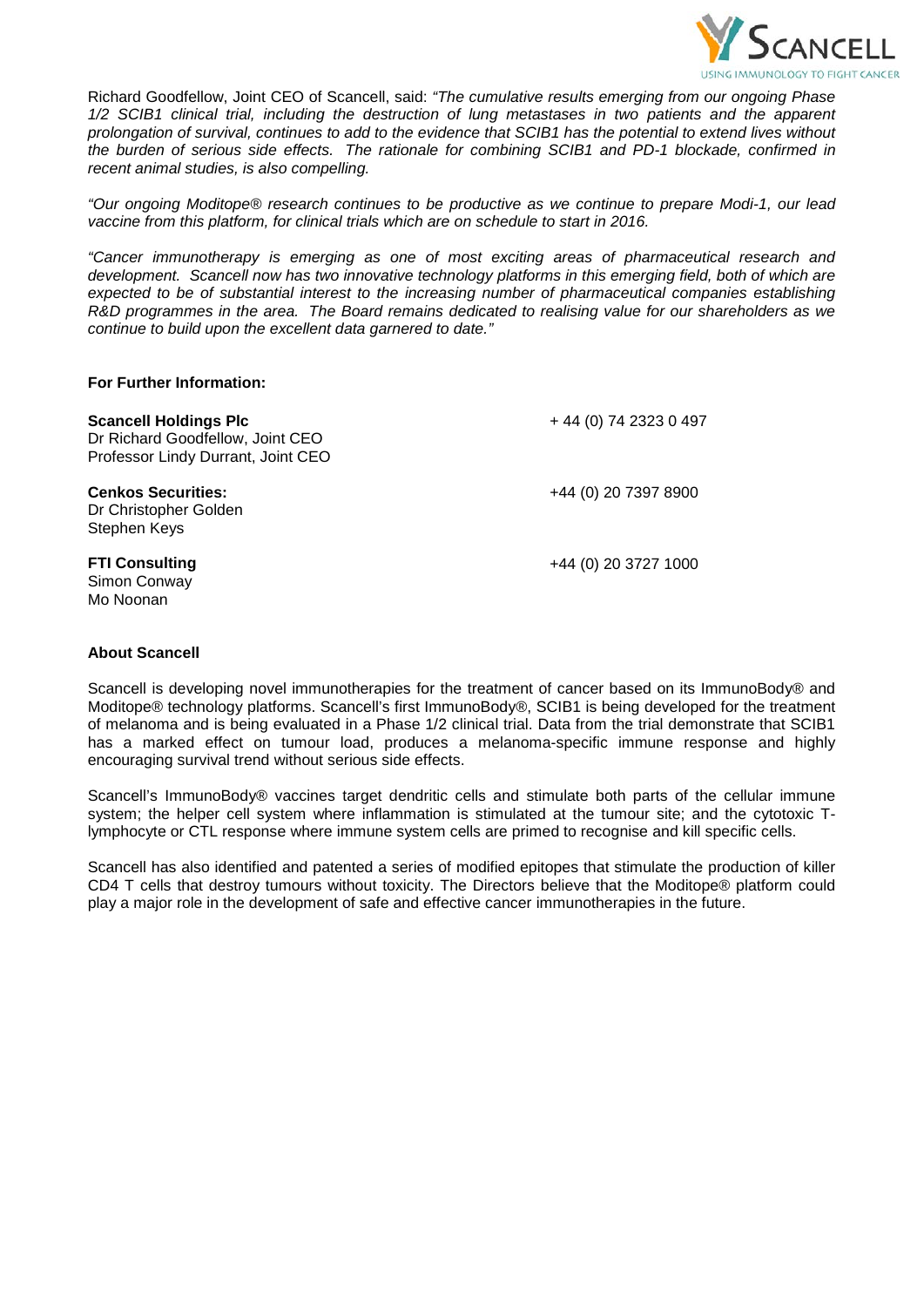Richard Goodfellow, Joint CEO of Scancell, said: *"The cumulative results emerging from our ongoing Phase 1/2 SCIB1 clinical trial, including the destruction of lung metastases in two patients and the apparent prolongation of survival, continues to add to the evidence that SCIB1 has the potential to extend lives without the burden of serious side effects. The rationale for combining SCIB1 and PD-1 blockade, confirmed in recent animal studies, is also compelling.*

*"Our ongoing Moditope® research continues to be productive as we continue to prepare Modi-1, our lead vaccine from this platform, for clinical trials which are on schedule to start in 2016.*

*"Cancer immunotherapy is emerging as one of most exciting areas of pharmaceutical research and development. Scancell now has two innovative technology platforms in this emerging field, both of which are expected to be of substantial interest to the increasing number of pharmaceutical companies establishing R&D programmes in the area. The Board remains dedicated to realising value for our shareholders as we continue to build upon the excellent data garnered to date."*

**For Further Information:**

| | |
|---|---|
| **Scancell Holdings Plc**<br>Dr Richard Goodfellow, Joint CEO<br>Professor Lindy Durrant, Joint CEO | + 44 (0) 74 2323 0 497 |
| **Cenkos Securities:**<br>Dr Christopher Golden<br>Stephen Keys | +44 (0) 20 7397 8900 |
| **FTI Consulting**<br>Simon Conway<br>Mo Noonan | +44 (0) 20 3727 1000 |

**About Scancell**

Scancell is developing novel immunotherapies for the treatment of cancer based on its ImmunoBody® and Moditope® technology platforms. Scancell's first ImmunoBody®, SCIB1 is being developed for the treatment of melanoma and is being evaluated in a Phase 1/2 clinical trial. Data from the trial demonstrate that SCIB1 has a marked effect on tumour load, produces a melanoma-specific immune response and highly encouraging survival trend without serious side effects.

Scancell's ImmunoBody® vaccines target dendritic cells and stimulate both parts of the cellular immune system; the helper cell system where inflammation is stimulated at the tumour site; and the cytotoxic T-lymphocyte or CTL response where immune system cells are primed to recognise and kill specific cells.

Scancell has also identified and patented a series of modified epitopes that stimulate the production of killer CD4 T cells that destroy tumours without toxicity. The Directors believe that the Moditope® platform could play a major role in the development of safe and effective cancer immunotherapies in the future.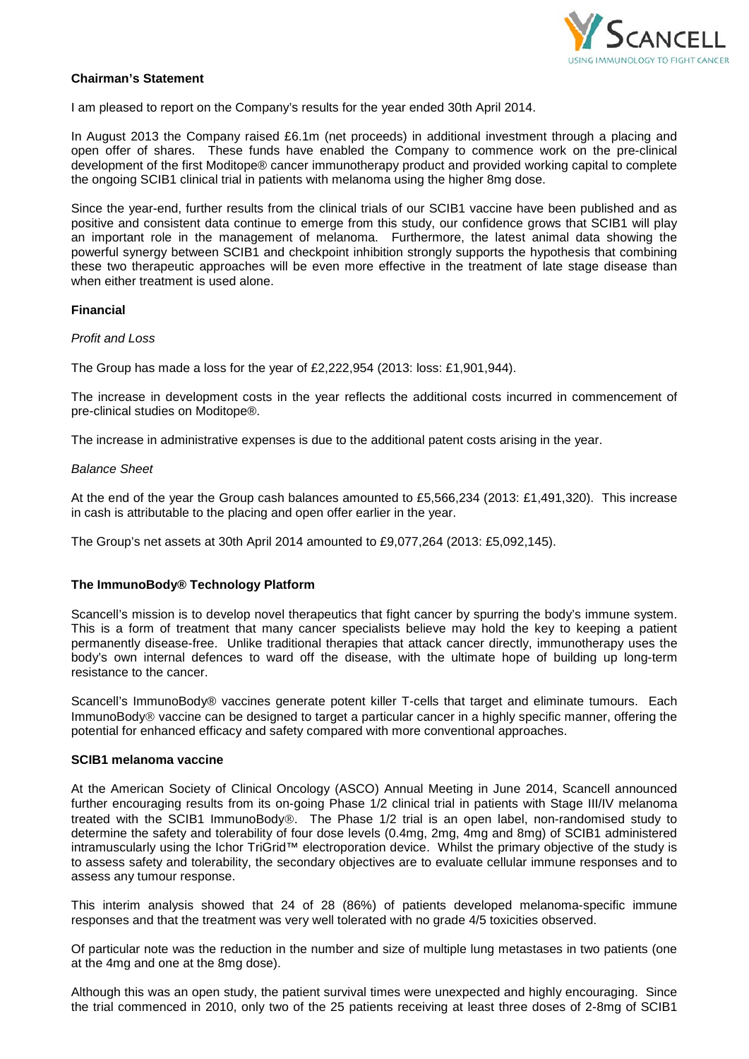## Chairman's Statement

I am pleased to report on the Company's results for the year ended 30th April 2014.

In August 2013 the Company raised £6.1m (net proceeds) in additional investment through a placing and open offer of shares. These funds have enabled the Company to commence work on the pre-clinical development of the first Moditope® cancer immunotherapy product and provided working capital to complete the ongoing SCIB1 clinical trial in patients with melanoma using the higher 8mg dose.

Since the year-end, further results from the clinical trials of our SCIB1 vaccine have been published and as positive and consistent data continue to emerge from this study, our confidence grows that SCIB1 will play an important role in the management of melanoma. Furthermore, the latest animal data showing the powerful synergy between SCIB1 and checkpoint inhibition strongly supports the hypothesis that combining these two therapeutic approaches will be even more effective in the treatment of late stage disease than when either treatment is used alone.

### Financial

*Profit and Loss*

The Group has made a loss for the year of £2,222,954 (2013: loss: £1,901,944).

The increase in development costs in the year reflects the additional costs incurred in commencement of pre-clinical studies on Moditope®.

The increase in administrative expenses is due to the additional patent costs arising in the year.

*Balance Sheet*

At the end of the year the Group cash balances amounted to £5,566,234 (2013: £1,491,320). This increase in cash is attributable to the placing and open offer earlier in the year.

The Group's net assets at 30th April 2014 amounted to £9,077,264 (2013: £5,092,145).

### The ImmunoBody® Technology Platform

Scancell's mission is to develop novel therapeutics that fight cancer by spurring the body's immune system. This is a form of treatment that many cancer specialists believe may hold the key to keeping a patient permanently disease-free. Unlike traditional therapies that attack cancer directly, immunotherapy uses the body's own internal defences to ward off the disease, with the ultimate hope of building up long-term resistance to the cancer.

Scancell's ImmunoBody® vaccines generate potent killer T-cells that target and eliminate tumours. Each ImmunoBody® vaccine can be designed to target a particular cancer in a highly specific manner, offering the potential for enhanced efficacy and safety compared with more conventional approaches.

### SCIB1 melanoma vaccine

At the American Society of Clinical Oncology (ASCO) Annual Meeting in June 2014, Scancell announced further encouraging results from its on-going Phase 1/2 clinical trial in patients with Stage III/IV melanoma treated with the SCIB1 ImmunoBody®. The Phase 1/2 trial is an open label, non-randomised study to determine the safety and tolerability of four dose levels (0.4mg, 2mg, 4mg and 8mg) of SCIB1 administered intramuscularly using the Ichor TriGrid™ electroporation device. Whilst the primary objective of the study is to assess safety and tolerability, the secondary objectives are to evaluate cellular immune responses and to assess any tumour response.

This interim analysis showed that 24 of 28 (86%) of patients developed melanoma-specific immune responses and that the treatment was very well tolerated with no grade 4/5 toxicities observed.

Of particular note was the reduction in the number and size of multiple lung metastases in two patients (one at the 4mg and one at the 8mg dose).

Although this was an open study, the patient survival times were unexpected and highly encouraging. Since the trial commenced in 2010, only two of the 25 patients receiving at least three doses of 2-8mg of SCIB1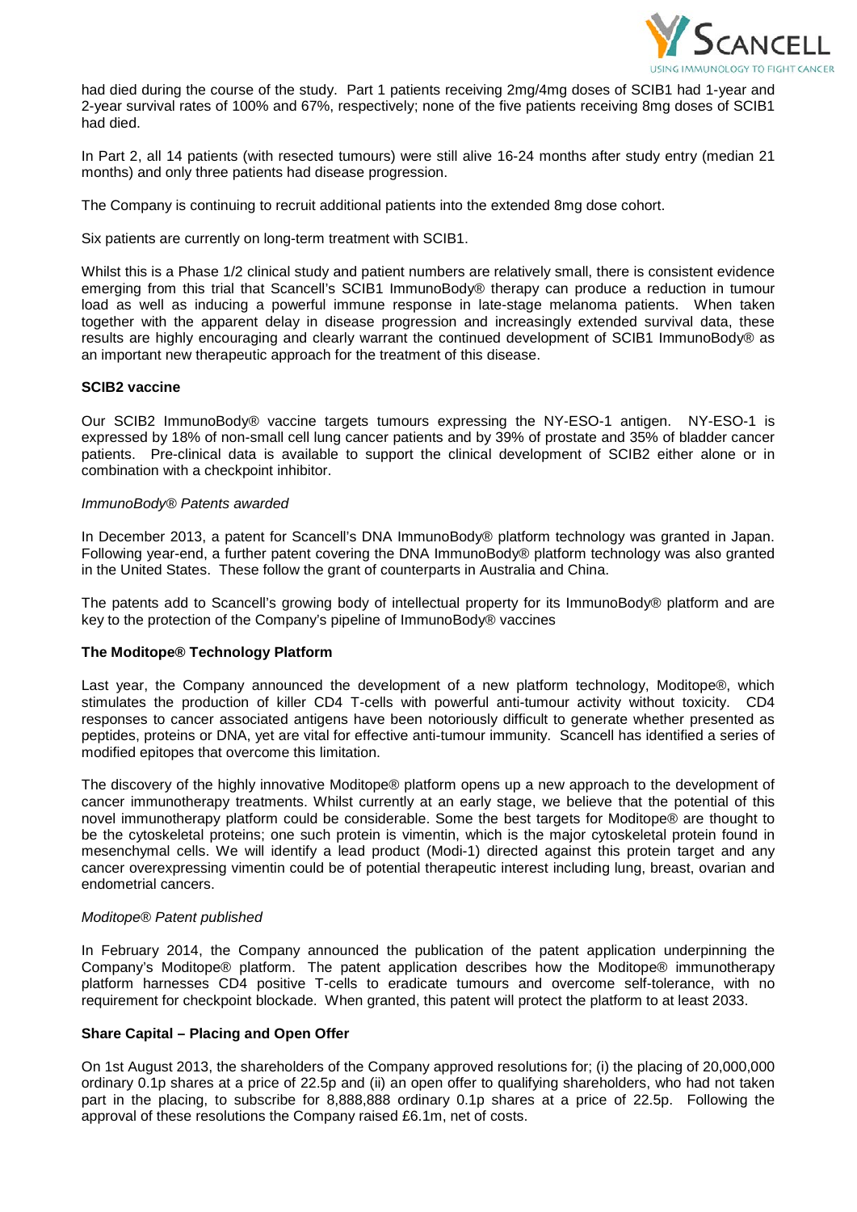had died during the course of the study. Part 1 patients receiving 2mg/4mg doses of SCIB1 had 1-year and 2-year survival rates of 100% and 67%, respectively; none of the five patients receiving 8mg doses of SCIB1 had died.

In Part 2, all 14 patients (with resected tumours) were still alive 16-24 months after study entry (median 21 months) and only three patients had disease progression.

The Company is continuing to recruit additional patients into the extended 8mg dose cohort.

Six patients are currently on long-term treatment with SCIB1.

Whilst this is a Phase 1/2 clinical study and patient numbers are relatively small, there is consistent evidence emerging from this trial that Scancell's SCIB1 ImmunoBody® therapy can produce a reduction in tumour load as well as inducing a powerful immune response in late-stage melanoma patients. When taken together with the apparent delay in disease progression and increasingly extended survival data, these results are highly encouraging and clearly warrant the continued development of SCIB1 ImmunoBody® as an important new therapeutic approach for the treatment of this disease.

**SCIB2 vaccine**

Our SCIB2 ImmunoBody® vaccine targets tumours expressing the NY-ESO-1 antigen. NY-ESO-1 is expressed by 18% of non-small cell lung cancer patients and by 39% of prostate and 35% of bladder cancer patients. Pre-clinical data is available to support the clinical development of SCIB2 either alone or in combination with a checkpoint inhibitor.

*ImmunoBody® Patents awarded*

In December 2013, a patent for Scancell's DNA ImmunoBody® platform technology was granted in Japan. Following year-end, a further patent covering the DNA ImmunoBody® platform technology was also granted in the United States. These follow the grant of counterparts in Australia and China.

The patents add to Scancell's growing body of intellectual property for its ImmunoBody® platform and are key to the protection of the Company's pipeline of ImmunoBody® vaccines

**The Moditope® Technology Platform**

Last year, the Company announced the development of a new platform technology, Moditope®, which stimulates the production of killer CD4 T-cells with powerful anti-tumour activity without toxicity. CD4 responses to cancer associated antigens have been notoriously difficult to generate whether presented as peptides, proteins or DNA, yet are vital for effective anti-tumour immunity. Scancell has identified a series of modified epitopes that overcome this limitation.

The discovery of the highly innovative Moditope® platform opens up a new approach to the development of cancer immunotherapy treatments. Whilst currently at an early stage, we believe that the potential of this novel immunotherapy platform could be considerable. Some the best targets for Moditope® are thought to be the cytoskeletal proteins; one such protein is vimentin, which is the major cytoskeletal protein found in mesenchymal cells. We will identify a lead product (Modi-1) directed against this protein target and any cancer overexpressing vimentin could be of potential therapeutic interest including lung, breast, ovarian and endometrial cancers.

*Moditope® Patent published*

In February 2014, the Company announced the publication of the patent application underpinning the Company's Moditope® platform. The patent application describes how the Moditope® immunotherapy platform harnesses CD4 positive T-cells to eradicate tumours and overcome self-tolerance, with no requirement for checkpoint blockade. When granted, this patent will protect the platform to at least 2033.

**Share Capital – Placing and Open Offer**

On 1st August 2013, the shareholders of the Company approved resolutions for; (i) the placing of 20,000,000 ordinary 0.1p shares at a price of 22.5p and (ii) an open offer to qualifying shareholders, who had not taken part in the placing, to subscribe for 8,888,888 ordinary 0.1p shares at a price of 22.5p. Following the approval of these resolutions the Company raised £6.1m, net of costs.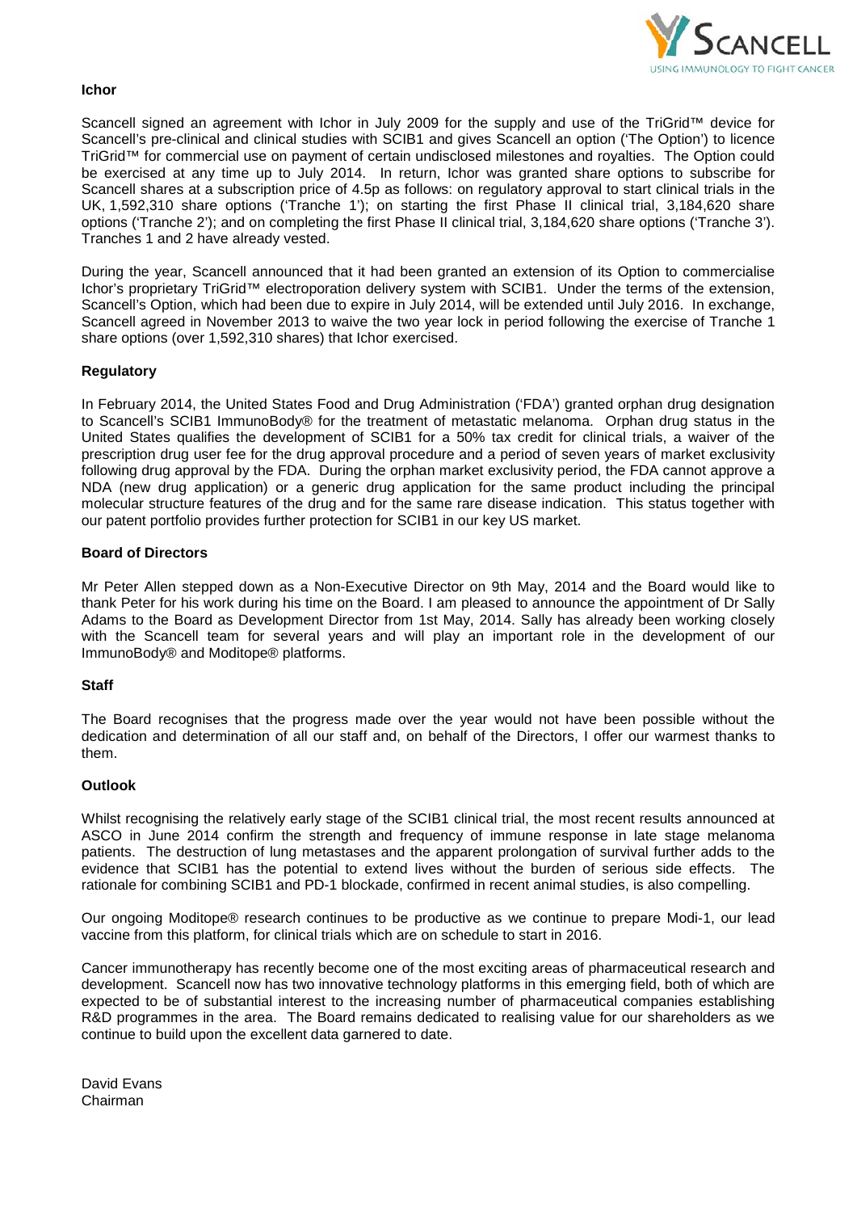**Ichor**

Scancell signed an agreement with Ichor in July 2009 for the supply and use of the TriGrid™ device for Scancell's pre-clinical and clinical studies with SCIB1 and gives Scancell an option ('The Option') to licence TriGrid™ for commercial use on payment of certain undisclosed milestones and royalties. The Option could be exercised at any time up to July 2014. In return, Ichor was granted share options to subscribe for Scancell shares at a subscription price of 4.5p as follows: on regulatory approval to start clinical trials in the UK, 1,592,310 share options ('Tranche 1'); on starting the first Phase II clinical trial, 3,184,620 share options ('Tranche 2'); and on completing the first Phase II clinical trial, 3,184,620 share options ('Tranche 3'). Tranches 1 and 2 have already vested.

During the year, Scancell announced that it had been granted an extension of its Option to commercialise Ichor's proprietary TriGrid™ electroporation delivery system with SCIB1. Under the terms of the extension, Scancell's Option, which had been due to expire in July 2014, will be extended until July 2016. In exchange, Scancell agreed in November 2013 to waive the two year lock in period following the exercise of Tranche 1 share options (over 1,592,310 shares) that Ichor exercised.

**Regulatory**

In February 2014, the United States Food and Drug Administration ('FDA') granted orphan drug designation to Scancell's SCIB1 ImmunoBody® for the treatment of metastatic melanoma. Orphan drug status in the United States qualifies the development of SCIB1 for a 50% tax credit for clinical trials, a waiver of the prescription drug user fee for the drug approval procedure and a period of seven years of market exclusivity following drug approval by the FDA. During the orphan market exclusivity period, the FDA cannot approve a NDA (new drug application) or a generic drug application for the same product including the principal molecular structure features of the drug and for the same rare disease indication. This status together with our patent portfolio provides further protection for SCIB1 in our key US market.

**Board of Directors**

Mr Peter Allen stepped down as a Non-Executive Director on 9th May, 2014 and the Board would like to thank Peter for his work during his time on the Board. I am pleased to announce the appointment of Dr Sally Adams to the Board as Development Director from 1st May, 2014. Sally has already been working closely with the Scancell team for several years and will play an important role in the development of our ImmunoBody® and Moditope® platforms.

**Staff**

The Board recognises that the progress made over the year would not have been possible without the dedication and determination of all our staff and, on behalf of the Directors, I offer our warmest thanks to them.

**Outlook**

Whilst recognising the relatively early stage of the SCIB1 clinical trial, the most recent results announced at ASCO in June 2014 confirm the strength and frequency of immune response in late stage melanoma patients. The destruction of lung metastases and the apparent prolongation of survival further adds to the evidence that SCIB1 has the potential to extend lives without the burden of serious side effects. The rationale for combining SCIB1 and PD-1 blockade, confirmed in recent animal studies, is also compelling.

Our ongoing Moditope® research continues to be productive as we continue to prepare Modi-1, our lead vaccine from this platform, for clinical trials which are on schedule to start in 2016.

Cancer immunotherapy has recently become one of the most exciting areas of pharmaceutical research and development. Scancell now has two innovative technology platforms in this emerging field, both of which are expected to be of substantial interest to the increasing number of pharmaceutical companies establishing R&D programmes in the area. The Board remains dedicated to realising value for our shareholders as we continue to build upon the excellent data garnered to date.

David Evans
Chairman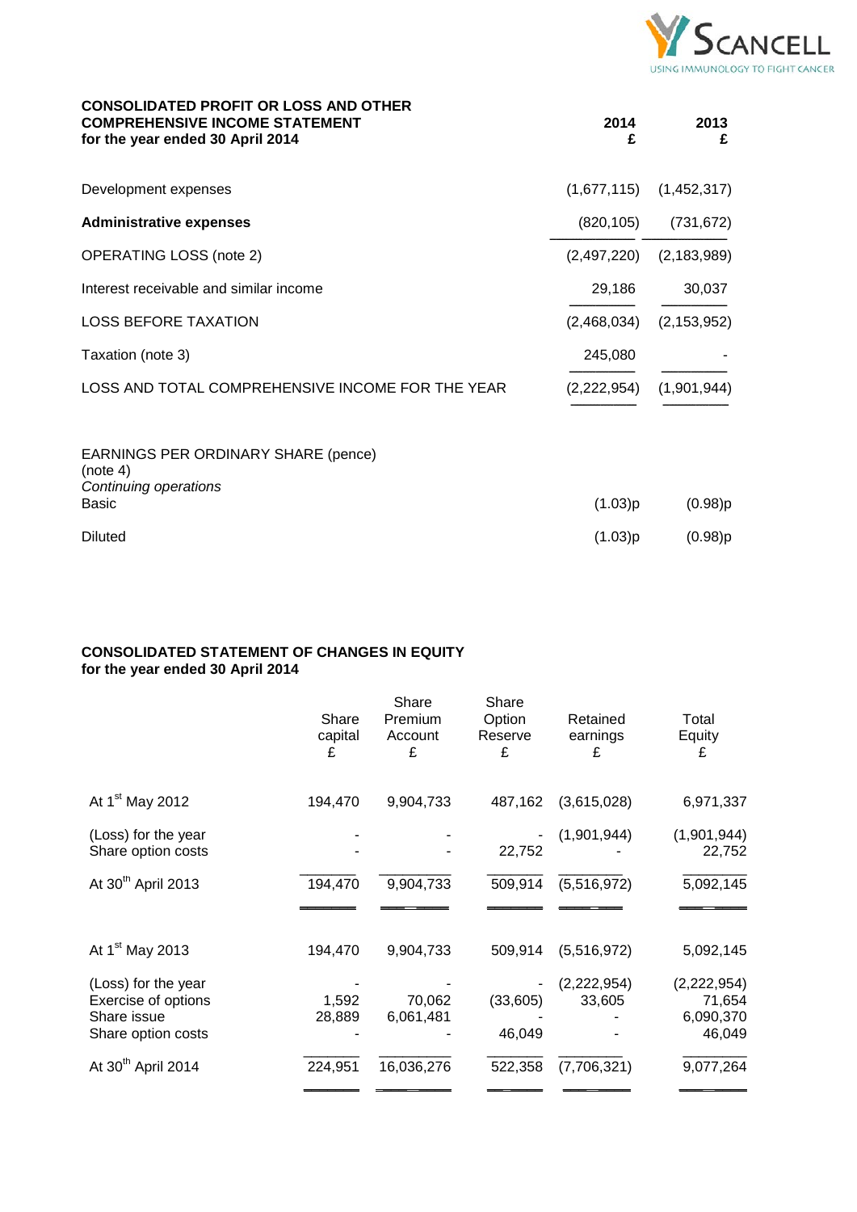## CONSOLIDATED PROFIT OR LOSS AND OTHER COMPREHENSIVE INCOME STATEMENT
**for the year ended 30 April 2014**

| | 2014 £ | 2013 £ |
|---|---|---|
| Development expenses | (1,677,115) | (1,452,317) |
| **Administrative expenses** | (820,105) | (731,672) |
| OPERATING LOSS (note 2) | (2,497,220) | (2,183,989) |
| Interest receivable and similar income | 29,186 | 30,037 |
| LOSS BEFORE TAXATION | (2,468,034) | (2,153,952) |
| Taxation (note 3) | 245,080 | - |
| LOSS AND TOTAL COMPREHENSIVE INCOME FOR THE YEAR | (2,222,954) | (1,901,944) |
| | | |
| EARNINGS PER ORDINARY SHARE (pence) (note 4) | | |
| *Continuing operations* | | |
| Basic | (1.03)p | (0.98)p |
| Diluted | (1.03)p | (0.98)p |

## CONSOLIDATED STATEMENT OF CHANGES IN EQUITY
**for the year ended 30 April 2014**

| | Share capital £ | Share Premium Account £ | Share Option Reserve £ | Retained earnings £ | Total Equity £ |
|---|---|---|---|---|---|
| At 1st May 2012 | 194,470 | 9,904,733 | 487,162 | (3,615,028) | 6,971,337 |
| (Loss) for the year | - | - | - | (1,901,944) | (1,901,944) |
| Share option costs | - | - | 22,752 | - | 22,752 |
| At 30th April 2013 | 194,470 | 9,904,733 | 509,914 | (5,516,972) | 5,092,145 |
| | | | | | |
| At 1st May 2013 | 194,470 | 9,904,733 | 509,914 | (5,516,972) | 5,092,145 |
| (Loss) for the year | - | - | - | (2,222,954) | (2,222,954) |
| Exercise of options | 1,592 | 70,062 | (33,605) | 33,605 | 71,654 |
| Share issue | 28,889 | 6,061,481 | - | - | 6,090,370 |
| Share option costs | - | - | 46,049 | - | 46,049 |
| At 30th April 2014 | 224,951 | 16,036,276 | 522,358 | (7,706,321) | 9,077,264 |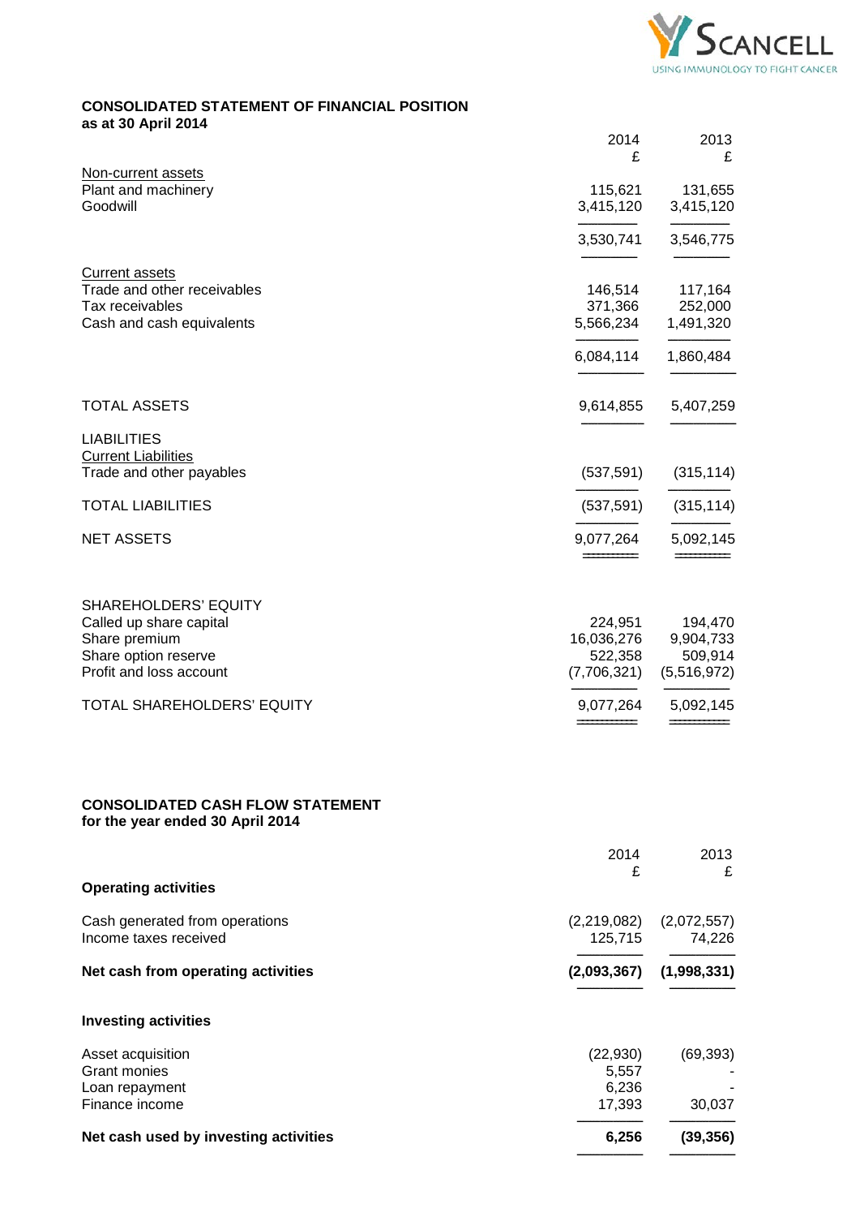## CONSOLIDATED STATEMENT OF FINANCIAL POSITION
**as at 30 April 2014**

| | 2014 £ | 2013 £ |
|---|---|---|
| Non-current assets | | |
| Plant and machinery | 115,621 | 131,655 |
| Goodwill | 3,415,120 | 3,415,120 |
| | 3,530,741 | 3,546,775 |
| Current assets | | |
| Trade and other receivables | 146,514 | 117,164 |
| Tax receivables | 371,366 | 252,000 |
| Cash and cash equivalents | 5,566,234 | 1,491,320 |
| | 6,084,114 | 1,860,484 |
| TOTAL ASSETS | 9,614,855 | 5,407,259 |
| LIABILITIES | | |
| Current Liabilities | | |
| Trade and other payables | (537,591) | (315,114) |
| TOTAL LIABILITIES | (537,591) | (315,114) |
| NET ASSETS | 9,077,264 | 5,092,145 |
| SHAREHOLDERS' EQUITY | | |
| Called up share capital | 224,951 | 194,470 |
| Share premium | 16,036,276 | 9,904,733 |
| Share option reserve | 522,358 | 509,914 |
| Profit and loss account | (7,706,321) | (5,516,972) |
| TOTAL SHAREHOLDERS' EQUITY | 9,077,264 | 5,092,145 |

## CONSOLIDATED CASH FLOW STATEMENT
**for the year ended 30 April 2014**

| | 2014 £ | 2013 £ |
|---|---|---|
| **Operating activities** | | |
| Cash generated from operations | (2,219,082) | (2,072,557) |
| Income taxes received | 125,715 | 74,226 |
| **Net cash from operating activities** | **(2,093,367)** | **(1,998,331)** |
| **Investing activities** | | |
| Asset acquisition | (22,930) | (69,393) |
| Grant monies | 5,557 | - |
| Loan repayment | 6,236 | - |
| Finance income | 17,393 | 30,037 |
| **Net cash used by investing activities** | **6,256** | **(39,356)** |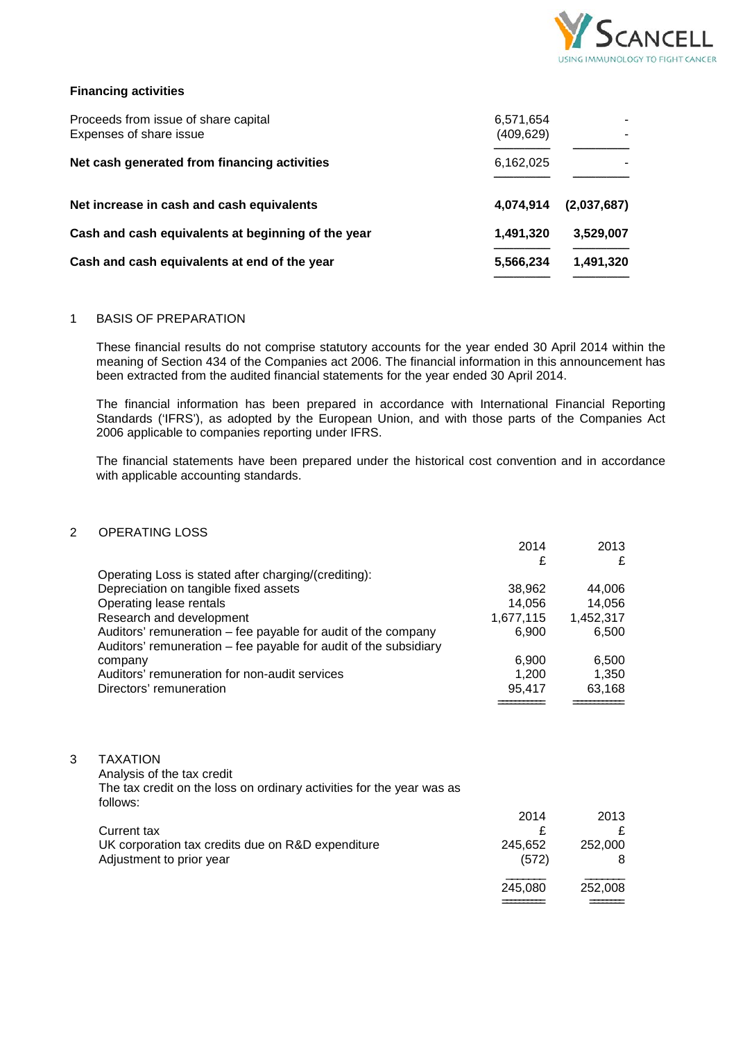**Financing activities**

| | | |
|---|---|---|
| Proceeds from issue of share capital | 6,571,654 | - |
| Expenses of share issue | (409,629) | - |
| **Net cash generated from financing activities** | 6,162,025 | - |
| **Net increase in cash and cash equivalents** | **4,074,914** | **(2,037,687)** |
| **Cash and cash equivalents at beginning of the year** | **1,491,320** | **3,529,007** |
| **Cash and cash equivalents at end of the year** | **5,566,234** | **1,491,320** |

## 1 BASIS OF PREPARATION

These financial results do not comprise statutory accounts for the year ended 30 April 2014 within the meaning of Section 434 of the Companies act 2006. The financial information in this announcement has been extracted from the audited financial statements for the year ended 30 April 2014.

The financial information has been prepared in accordance with International Financial Reporting Standards ('IFRS'), as adopted by the European Union, and with those parts of the Companies Act 2006 applicable to companies reporting under IFRS.

The financial statements have been prepared under the historical cost convention and in accordance with applicable accounting standards.

## 2 OPERATING LOSS

| | 2014 £ | 2013 £ |
|---|---|---|
| Operating Loss is stated after charging/(crediting): | | |
| Depreciation on tangible fixed assets | 38,962 | 44,006 |
| Operating lease rentals | 14,056 | 14,056 |
| Research and development | 1,677,115 | 1,452,317 |
| Auditors' remuneration – fee payable for audit of the company | 6,900 | 6,500 |
| Auditors' remuneration – fee payable for audit of the subsidiary company | 6,900 | 6,500 |
| Auditors' remuneration for non-audit services | 1,200 | 1,350 |
| Directors' remuneration | 95,417 | 63,168 |

## 3 TAXATION

Analysis of the tax credit

The tax credit on the loss on ordinary activities for the year was as follows:

| | 2014 £ | 2013 £ |
|---|---|---|
| Current tax | | |
| UK corporation tax credits due on R&D expenditure | 245,652 | 252,000 |
| Adjustment to prior year | (572) | 8 |
| | 245,080 | 252,008 |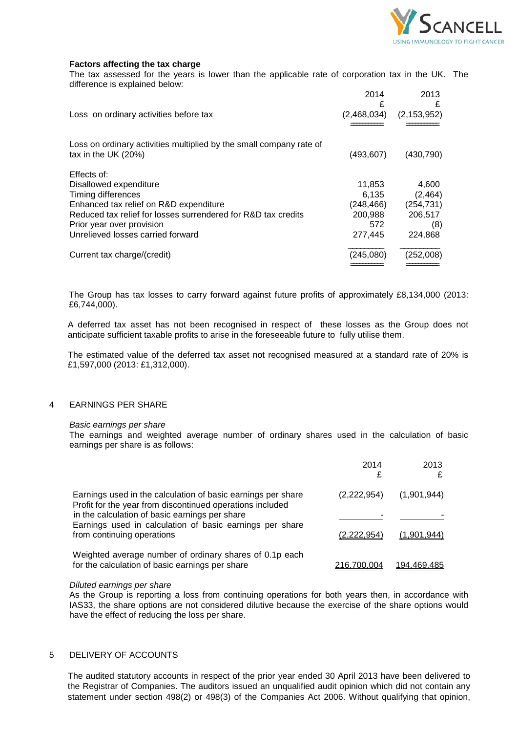**Factors affecting the tax charge**

The tax assessed for the years is lower than the applicable rate of corporation tax in the UK. The difference is explained below:

| | 2014<br>£ | 2013<br>£ |
|---|---|---|
| Loss on ordinary activities before tax | (2,468,034) | (2,153,952) |
| Loss on ordinary activities multiplied by the small company rate of tax in the UK (20%) | (493,607) | (430,790) |
| Effects of: | | |
| Disallowed expenditure | 11,853 | 4,600 |
| Timing differences | 6,135 | (2,464) |
| Enhanced tax relief on R&D expenditure | (248,466) | (254,731) |
| Reduced tax relief for losses surrendered for R&D tax credits | 200,988 | 206,517 |
| Prior year over provision | 572 | (8) |
| Unrelieved losses carried forward | 277,445 | 224,868 |
| Current tax charge/(credit) | (245,080) | (252,008) |

The Group has tax losses to carry forward against future profits of approximately £8,134,000 (2013: £6,744,000).

A deferred tax asset has not been recognised in respect of these losses as the Group does not anticipate sufficient taxable profits to arise in the foreseeable future to fully utilise them.

The estimated value of the deferred tax asset not recognised measured at a standard rate of 20% is £1,597,000 (2013: £1,312,000).

## 4 EARNINGS PER SHARE

*Basic earnings per share*

The earnings and weighted average number of ordinary shares used in the calculation of basic earnings per share is as follows:

| | 2014<br>£ | 2013<br>£ |
|---|---|---|
| Earnings used in the calculation of basic earnings per share | (2,222,954) | (1,901,944) |
| Profit for the year from discontinued operations included in the calculation of basic earnings per share | - | - |
| Earnings used in calculation of basic earnings per share from continuing operations | (2,222,954) | (1,901,944) |
| Weighted average number of ordinary shares of 0.1p each for the calculation of basic earnings per share | 216,700,004 | 194,469,485 |

*Diluted earnings per share*

As the Group is reporting a loss from continuing operations for both years then, in accordance with IAS33, the share options are not considered dilutive because the exercise of the share options would have the effect of reducing the loss per share.

## 5 DELIVERY OF ACCOUNTS

The audited statutory accounts in respect of the prior year ended 30 April 2013 have been delivered to the Registrar of Companies. The auditors issued an unqualified audit opinion which did not contain any statement under section 498(2) or 498(3) of the Companies Act 2006. Without qualifying that opinion,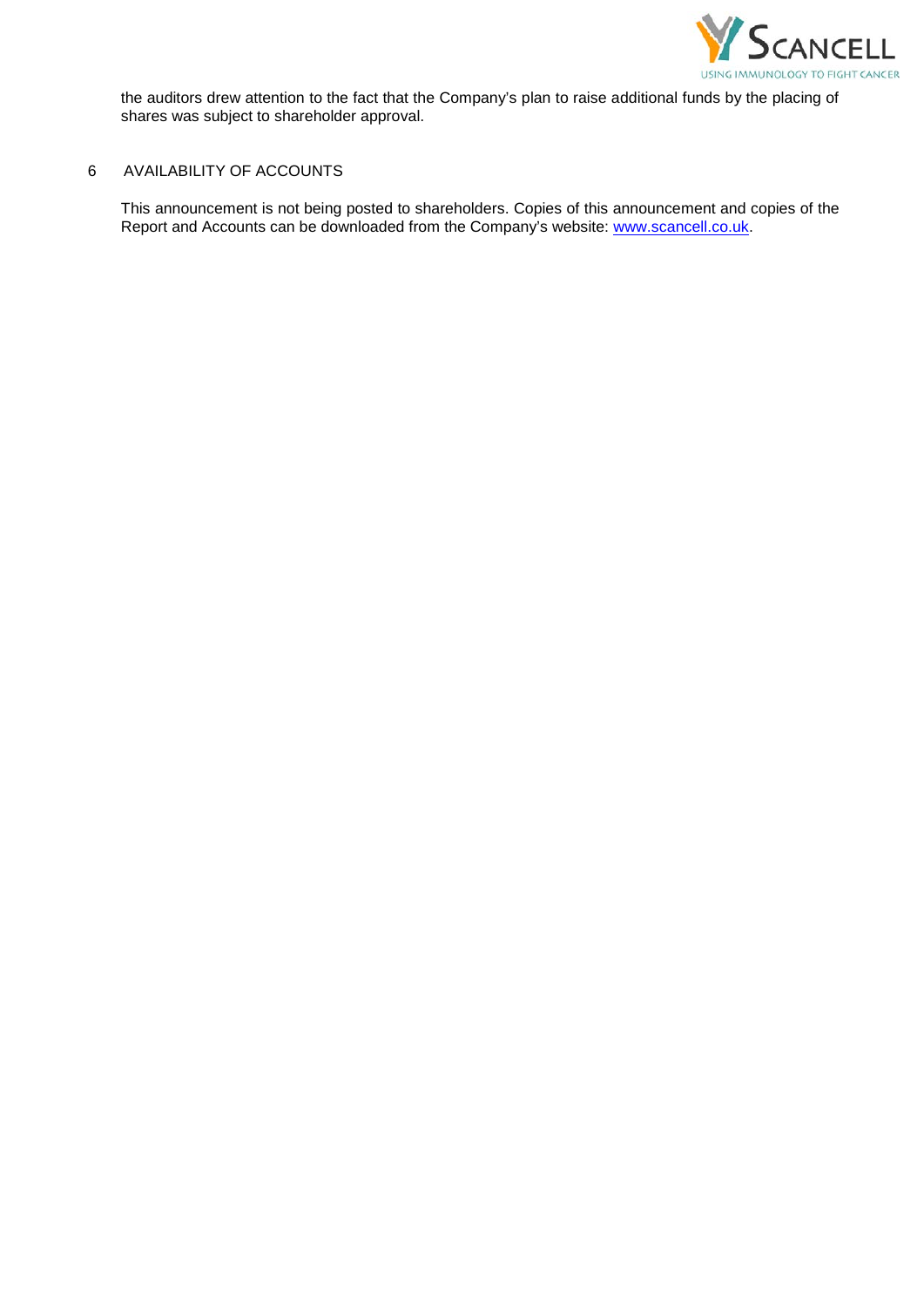the auditors drew attention to the fact that the Company's plan to raise additional funds by the placing of shares was subject to shareholder approval.

## 6 AVAILABILITY OF ACCOUNTS

This announcement is not being posted to shareholders. Copies of this announcement and copies of the Report and Accounts can be downloaded from the Company's website: www.scancell.co.uk.